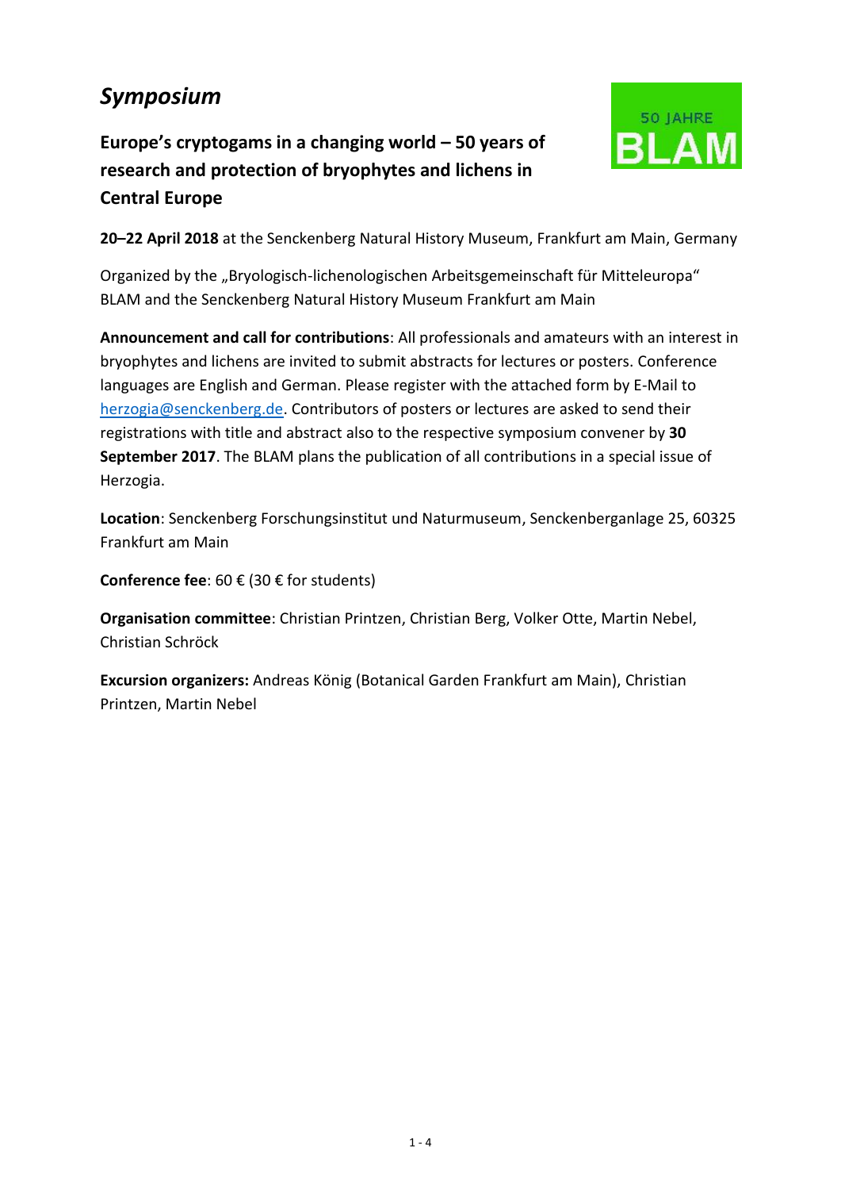# *Symposium*

## Europe's cryptogams in a changing world – 50 years of research and protection of bryophytes and lichens in Central Europe

50 JAHRE
BLAM

**20–22 April 2018** at the Senckenberg Natural History Museum, Frankfurt am Main, Germany

Organized by the „Bryologisch-lichenologischen Arbeitsgemeinschaft für Mitteleuropa" BLAM and the Senckenberg Natural History Museum Frankfurt am Main

**Announcement and call for contributions**: All professionals and amateurs with an interest in bryophytes and lichens are invited to submit abstracts for lectures or posters. Conference languages are English and German. Please register with the attached form by E-Mail to herzogia@senckenberg.de. Contributors of posters or lectures are asked to send their registrations with title and abstract also to the respective symposium convener by **30 September 2017**. The BLAM plans the publication of all contributions in a special issue of Herzogia.

**Location**: Senckenberg Forschungsinstitut und Naturmuseum, Senckenberganlage 25, 60325 Frankfurt am Main

**Conference fee**: 60 € (30 € for students)

**Organisation committee**: Christian Printzen, Christian Berg, Volker Otte, Martin Nebel, Christian Schröck

**Excursion organizers:** Andreas König (Botanical Garden Frankfurt am Main), Christian Printzen, Martin Nebel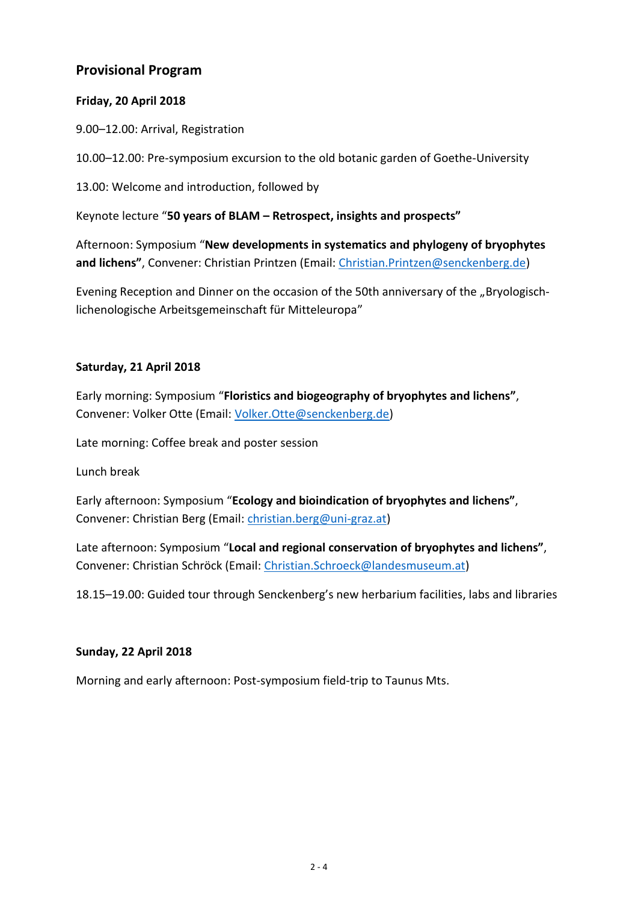## Provisional Program

### Friday, 20 April 2018

9.00–12.00: Arrival, Registration

10.00–12.00: Pre-symposium excursion to the old botanic garden of Goethe-University

13.00: Welcome and introduction, followed by

Keynote lecture "**50 years of BLAM – Retrospect, insights and prospects"**

Afternoon: Symposium "**New developments in systematics and phylogeny of bryophytes and lichens"**, Convener: Christian Printzen (Email: Christian.Printzen@senckenberg.de)

Evening Reception and Dinner on the occasion of the 50th anniversary of the „Bryologisch-lichenologische Arbeitsgemeinschaft für Mitteleuropa"

### Saturday, 21 April 2018

Early morning: Symposium "**Floristics and biogeography of bryophytes and lichens"**, Convener: Volker Otte (Email: Volker.Otte@senckenberg.de)

Late morning: Coffee break and poster session

Lunch break

Early afternoon: Symposium "**Ecology and bioindication of bryophytes and lichens"**, Convener: Christian Berg (Email: christian.berg@uni-graz.at)

Late afternoon: Symposium "**Local and regional conservation of bryophytes and lichens"**, Convener: Christian Schröck (Email: Christian.Schroeck@landesmuseum.at)

18.15–19.00: Guided tour through Senckenberg's new herbarium facilities, labs and libraries

### Sunday, 22 April 2018

Morning and early afternoon: Post-symposium field-trip to Taunus Mts.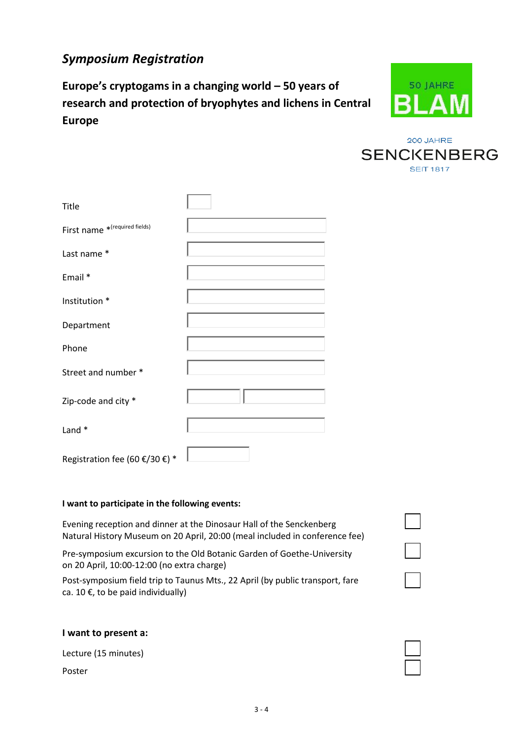*Symposium Registration*

**Europe's cryptogams in a changing world – 50 years of research and protection of bryophytes and lichens in Central Europe**

50 JAHRE BLAM

200 JAHRE SENCKENBERG SEIT 1817

| | |
|---|---|
| Title | |
| First name * (required fields) | |
| Last name * | |
| Email * | |
| Institution * | |
| Department | |
| Phone | |
| Street and number * | |
| Zip-code and city * | |
| Land * | |
| Registration fee (60 €/30 €) * | |

**I want to participate in the following events:**

- [ ] Evening reception and dinner at the Dinosaur Hall of the Senckenberg Natural History Museum on 20 April, 20:00 (meal included in conference fee)
- [ ] Pre-symposium excursion to the Old Botanic Garden of Goethe-University on 20 April, 10:00-12:00 (no extra charge)
- [ ] Post-symposium field trip to Taunus Mts., 22 April (by public transport, fare ca. 10 €, to be paid individually)

**I want to present a:**

- [ ] Lecture (15 minutes)
- [ ] Poster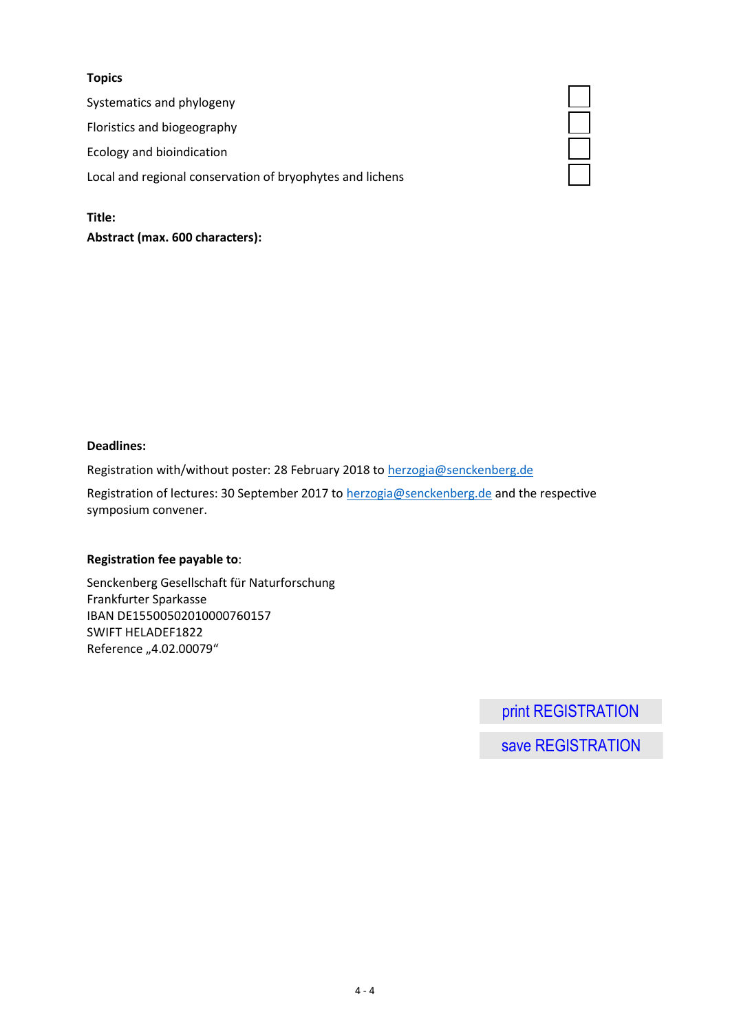**Topics**

Systematics and phylogeny ☐

Floristics and biogeography ☐

Ecology and bioindication ☐

Local and regional conservation of bryophytes and lichens ☐

**Title:**

**Abstract (max. 600 characters):**

**Deadlines:**

Registration with/without poster: 28 February 2018 to herzogia@senckenberg.de

Registration of lectures: 30 September 2017 to herzogia@senckenberg.de and the respective symposium convener.

**Registration fee payable to**:

Senckenberg Gesellschaft für Naturforschung
Frankfurter Sparkasse
IBAN DE15500502010000760157
SWIFT HELADEF1822
Reference „4.02.00079“

print REGISTRATION

save REGISTRATION